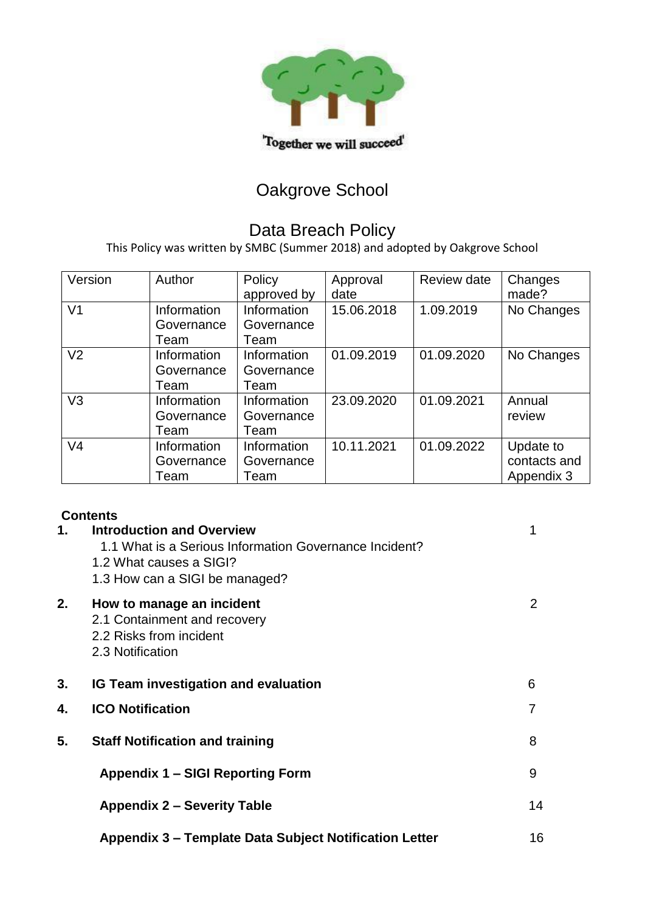'Together we will succeed'

# Oakgrove School

## Data Breach Policy

This Policy was written by SMBC (Summer 2018) and adopted by Oakgrove School

| Version | Author | Policy approved by | Approval date | Review date | Changes made? |
|---|---|---|---|---|---|
| V1 | Information Governance Team | Information Governance Team | 15.06.2018 | 1.09.2019 | No Changes |
| V2 | Information Governance Team | Information Governance Team | 01.09.2019 | 01.09.2020 | No Changes |
| V3 | Information Governance Team | Information Governance Team | 23.09.2020 | 01.09.2021 | Annual review |
| V4 | Information Governance Team | Information Governance Team | 10.11.2021 | 01.09.2022 | Update to contacts and Appendix 3 |

**Contents**

| | | |
|---|---|---|
| **1.** | **Introduction and Overview** | 1 |
| | 1.1 What is a Serious Information Governance Incident? | |
| | 1.2 What causes a SIGI? | |
| | 1.3 How can a SIGI be managed? | |
| **2.** | **How to manage an incident** | 2 |
| | 2.1 Containment and recovery | |
| | 2.2 Risks from incident | |
| | 2.3 Notification | |
| **3.** | **IG Team investigation and evaluation** | 6 |
| **4.** | **ICO Notification** | 7 |
| **5.** | **Staff Notification and training** | 8 |
| | **Appendix 1 – SIGI Reporting Form** | 9 |
| | **Appendix 2 – Severity Table** | 14 |
| | **Appendix 3 – Template Data Subject Notification Letter** | 16 |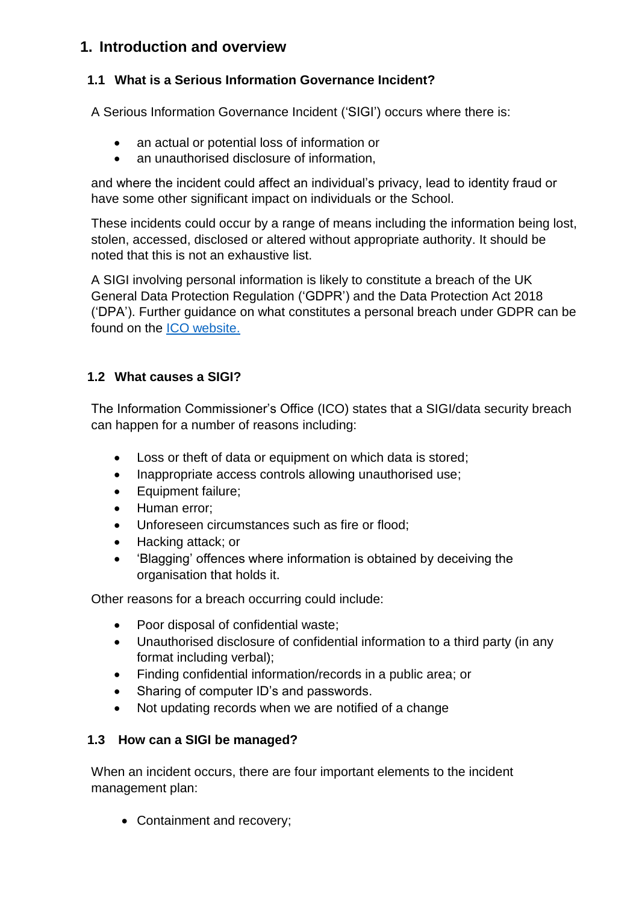# 1. Introduction and overview

## 1.1 What is a Serious Information Governance Incident?

A Serious Information Governance Incident ('SIGI') occurs where there is:

- an actual or potential loss of information or
- an unauthorised disclosure of information,

and where the incident could affect an individual's privacy, lead to identity fraud or have some other significant impact on individuals or the School.

These incidents could occur by a range of means including the information being lost, stolen, accessed, disclosed or altered without appropriate authority. It should be noted that this is not an exhaustive list.

A SIGI involving personal information is likely to constitute a breach of the UK General Data Protection Regulation ('GDPR') and the Data Protection Act 2018 ('DPA'). Further guidance on what constitutes a personal breach under GDPR can be found on the [ICO website.](ICO website.)

## 1.2 What causes a SIGI?

The Information Commissioner's Office (ICO) states that a SIGI/data security breach can happen for a number of reasons including:

- Loss or theft of data or equipment on which data is stored;
- Inappropriate access controls allowing unauthorised use;
- Equipment failure;
- Human error;
- Unforeseen circumstances such as fire or flood;
- Hacking attack; or
- 'Blagging' offences where information is obtained by deceiving the organisation that holds it.

Other reasons for a breach occurring could include:

- Poor disposal of confidential waste;
- Unauthorised disclosure of confidential information to a third party (in any format including verbal);
- Finding confidential information/records in a public area; or
- Sharing of computer ID's and passwords.
- Not updating records when we are notified of a change

## 1.3 How can a SIGI be managed?

When an incident occurs, there are four important elements to the incident management plan:

- Containment and recovery;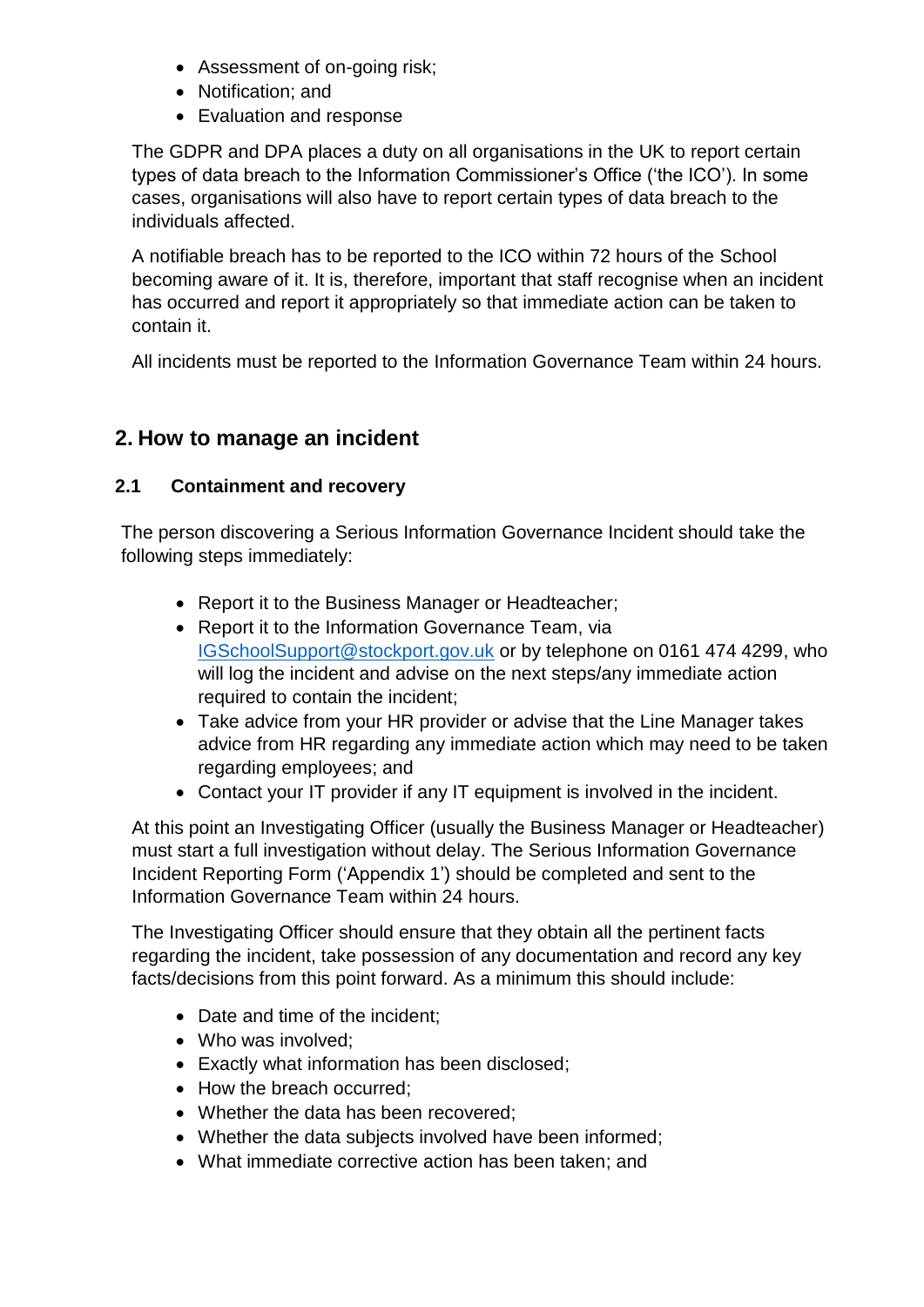- Assessment of on-going risk;
- Notification; and
- Evaluation and response

The GDPR and DPA places a duty on all organisations in the UK to report certain types of data breach to the Information Commissioner's Office ('the ICO'). In some cases, organisations will also have to report certain types of data breach to the individuals affected.

A notifiable breach has to be reported to the ICO within 72 hours of the School becoming aware of it. It is, therefore, important that staff recognise when an incident has occurred and report it appropriately so that immediate action can be taken to contain it.

All incidents must be reported to the Information Governance Team within 24 hours.

## 2. How to manage an incident

### 2.1 Containment and recovery

The person discovering a Serious Information Governance Incident should take the following steps immediately:

- Report it to the Business Manager or Headteacher;
- Report it to the Information Governance Team, via IGSchoolSupport@stockport.gov.uk or by telephone on 0161 474 4299, who will log the incident and advise on the next steps/any immediate action required to contain the incident;
- Take advice from your HR provider or advise that the Line Manager takes advice from HR regarding any immediate action which may need to be taken regarding employees; and
- Contact your IT provider if any IT equipment is involved in the incident.

At this point an Investigating Officer (usually the Business Manager or Headteacher) must start a full investigation without delay. The Serious Information Governance Incident Reporting Form ('Appendix 1') should be completed and sent to the Information Governance Team within 24 hours.

The Investigating Officer should ensure that they obtain all the pertinent facts regarding the incident, take possession of any documentation and record any key facts/decisions from this point forward. As a minimum this should include:

- Date and time of the incident;
- Who was involved;
- Exactly what information has been disclosed;
- How the breach occurred;
- Whether the data has been recovered;
- Whether the data subjects involved have been informed;
- What immediate corrective action has been taken; and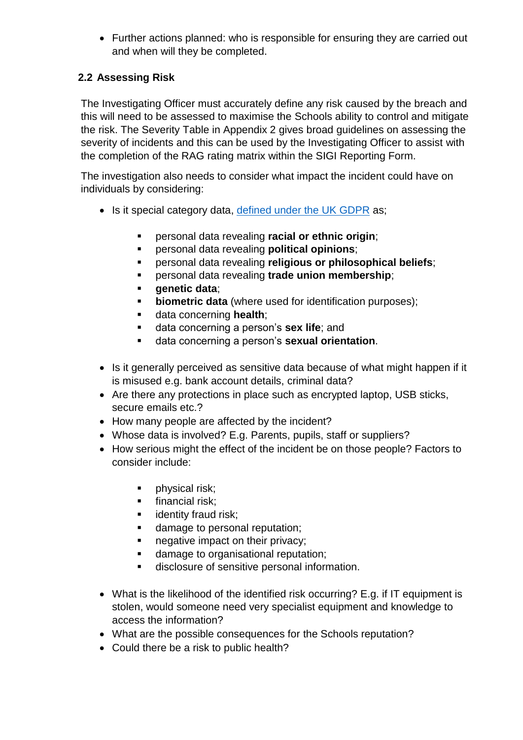- Further actions planned: who is responsible for ensuring they are carried out and when will they be completed.

## 2.2 Assessing Risk

The Investigating Officer must accurately define any risk caused by the breach and this will need to be assessed to maximise the Schools ability to control and mitigate the risk. The Severity Table in Appendix 2 gives broad guidelines on assessing the severity of incidents and this can be used by the Investigating Officer to assist with the completion of the RAG rating matrix within the SIGI Reporting Form.

The investigation also needs to consider what impact the incident could have on individuals by considering:

- Is it special category data, [defined under the UK GDPR]() as;
  - personal data revealing **racial or ethnic origin**;
  - personal data revealing **political opinions**;
  - personal data revealing **religious or philosophical beliefs**;
  - personal data revealing **trade union membership**;
  - **genetic data**;
  - **biometric data** (where used for identification purposes);
  - data concerning **health**;
  - data concerning a person's **sex life**; and
  - data concerning a person's **sexual orientation**.
- Is it generally perceived as sensitive data because of what might happen if it is misused e.g. bank account details, criminal data?
- Are there any protections in place such as encrypted laptop, USB sticks, secure emails etc.?
- How many people are affected by the incident?
- Whose data is involved? E.g. Parents, pupils, staff or suppliers?
- How serious might the effect of the incident be on those people? Factors to consider include:
  - physical risk;
  - financial risk;
  - identity fraud risk;
  - damage to personal reputation;
  - negative impact on their privacy;
  - damage to organisational reputation;
  - disclosure of sensitive personal information.
- What is the likelihood of the identified risk occurring? E.g. if IT equipment is stolen, would someone need very specialist equipment and knowledge to access the information?
- What are the possible consequences for the Schools reputation?
- Could there be a risk to public health?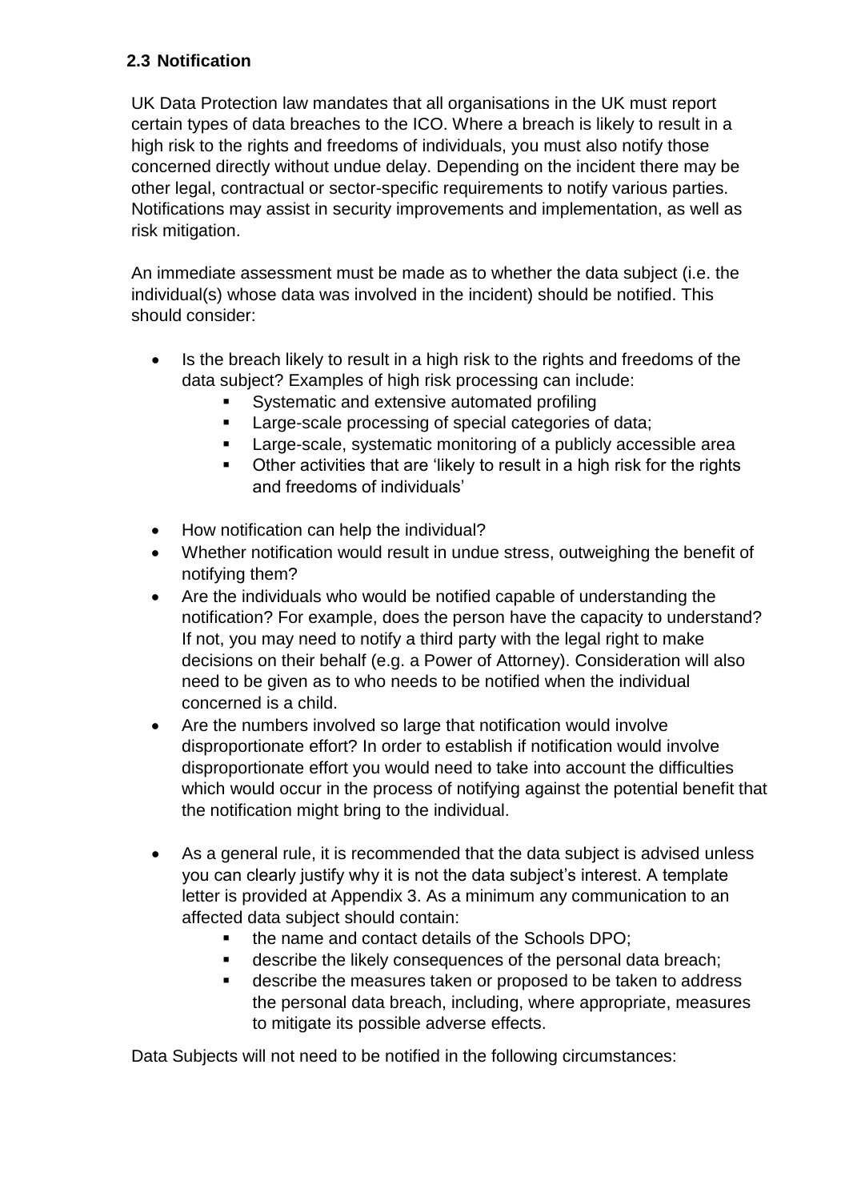### 2.3 Notification

UK Data Protection law mandates that all organisations in the UK must report certain types of data breaches to the ICO. Where a breach is likely to result in a high risk to the rights and freedoms of individuals, you must also notify those concerned directly without undue delay. Depending on the incident there may be other legal, contractual or sector-specific requirements to notify various parties. Notifications may assist in security improvements and implementation, as well as risk mitigation.

An immediate assessment must be made as to whether the data subject (i.e. the individual(s) whose data was involved in the incident) should be notified. This should consider:

- Is the breach likely to result in a high risk to the rights and freedoms of the data subject? Examples of high risk processing can include:
  - Systematic and extensive automated profiling
  - Large-scale processing of special categories of data;
  - Large-scale, systematic monitoring of a publicly accessible area
  - Other activities that are 'likely to result in a high risk for the rights and freedoms of individuals'
- How notification can help the individual?
- Whether notification would result in undue stress, outweighing the benefit of notifying them?
- Are the individuals who would be notified capable of understanding the notification? For example, does the person have the capacity to understand? If not, you may need to notify a third party with the legal right to make decisions on their behalf (e.g. a Power of Attorney). Consideration will also need to be given as to who needs to be notified when the individual concerned is a child.
- Are the numbers involved so large that notification would involve disproportionate effort? In order to establish if notification would involve disproportionate effort you would need to take into account the difficulties which would occur in the process of notifying against the potential benefit that the notification might bring to the individual.
- As a general rule, it is recommended that the data subject is advised unless you can clearly justify why it is not the data subject's interest. A template letter is provided at Appendix 3. As a minimum any communication to an affected data subject should contain:
  - the name and contact details of the Schools DPO;
  - describe the likely consequences of the personal data breach;
  - describe the measures taken or proposed to be taken to address the personal data breach, including, where appropriate, measures to mitigate its possible adverse effects.

Data Subjects will not need to be notified in the following circumstances: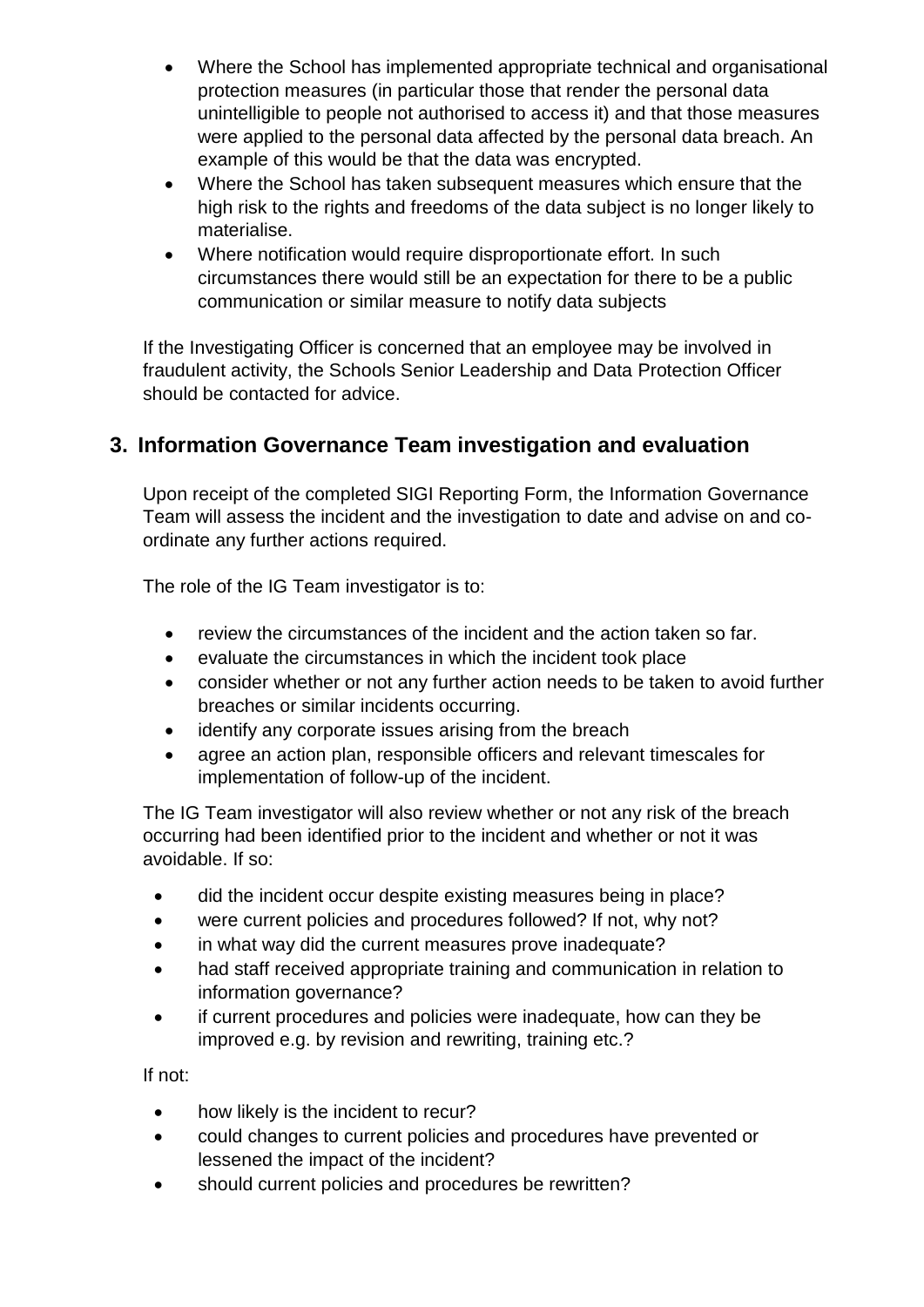- Where the School has implemented appropriate technical and organisational protection measures (in particular those that render the personal data unintelligible to people not authorised to access it) and that those measures were applied to the personal data affected by the personal data breach. An example of this would be that the data was encrypted.
- Where the School has taken subsequent measures which ensure that the high risk to the rights and freedoms of the data subject is no longer likely to materialise.
- Where notification would require disproportionate effort. In such circumstances there would still be an expectation for there to be a public communication or similar measure to notify data subjects

If the Investigating Officer is concerned that an employee may be involved in fraudulent activity, the Schools Senior Leadership and Data Protection Officer should be contacted for advice.

## 3. Information Governance Team investigation and evaluation

Upon receipt of the completed SIGI Reporting Form, the Information Governance Team will assess the incident and the investigation to date and advise on and co-ordinate any further actions required.

The role of the IG Team investigator is to:

- review the circumstances of the incident and the action taken so far.
- evaluate the circumstances in which the incident took place
- consider whether or not any further action needs to be taken to avoid further breaches or similar incidents occurring.
- identify any corporate issues arising from the breach
- agree an action plan, responsible officers and relevant timescales for implementation of follow-up of the incident.

The IG Team investigator will also review whether or not any risk of the breach occurring had been identified prior to the incident and whether or not it was avoidable. If so:

- did the incident occur despite existing measures being in place?
- were current policies and procedures followed? If not, why not?
- in what way did the current measures prove inadequate?
- had staff received appropriate training and communication in relation to information governance?
- if current procedures and policies were inadequate, how can they be improved e.g. by revision and rewriting, training etc.?

If not:

- how likely is the incident to recur?
- could changes to current policies and procedures have prevented or lessened the impact of the incident?
- should current policies and procedures be rewritten?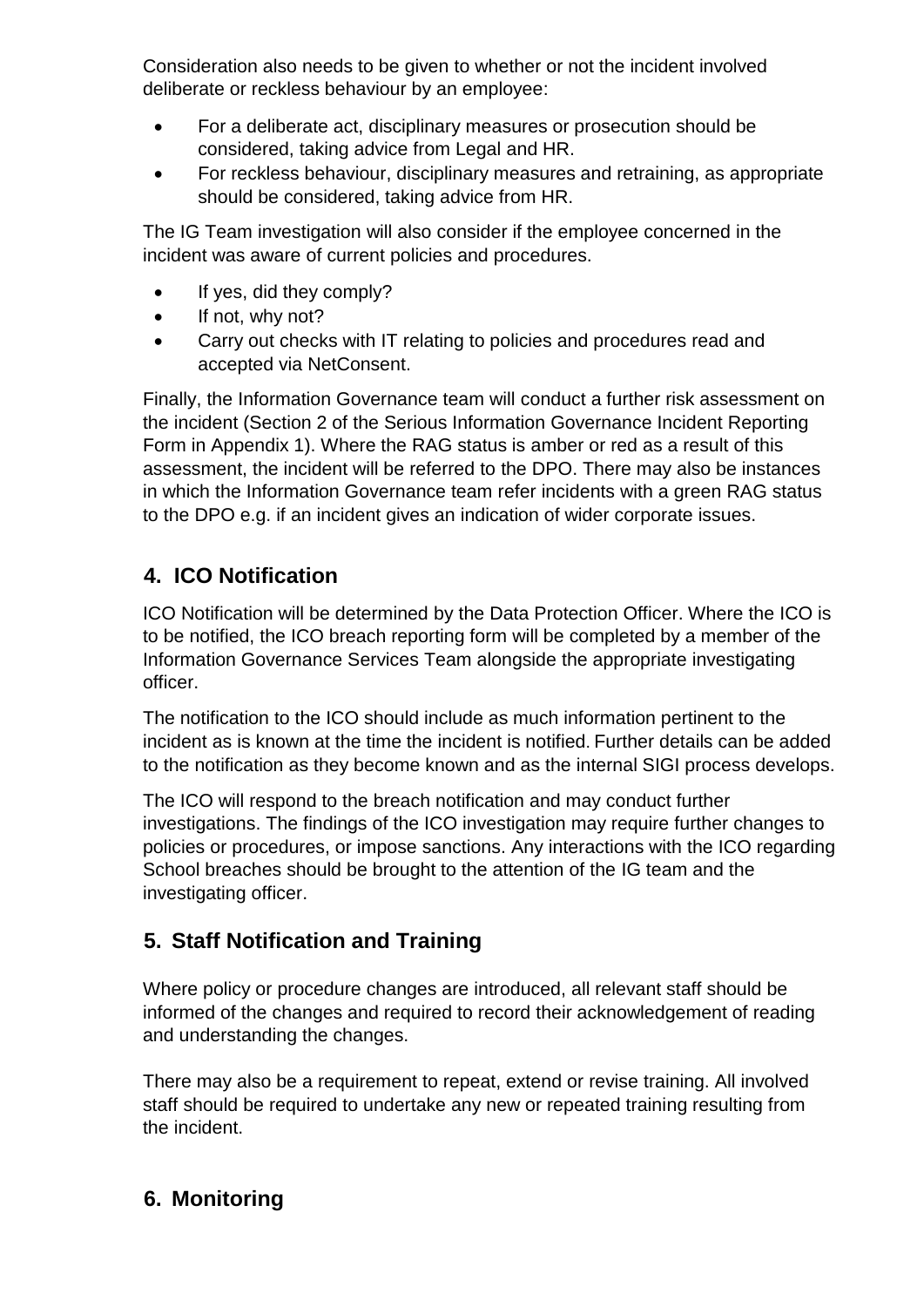Consideration also needs to be given to whether or not the incident involved deliberate or reckless behaviour by an employee:

- For a deliberate act, disciplinary measures or prosecution should be considered, taking advice from Legal and HR.
- For reckless behaviour, disciplinary measures and retraining, as appropriate should be considered, taking advice from HR.

The IG Team investigation will also consider if the employee concerned in the incident was aware of current policies and procedures.

- If yes, did they comply?
- If not, why not?
- Carry out checks with IT relating to policies and procedures read and accepted via NetConsent.

Finally, the Information Governance team will conduct a further risk assessment on the incident (Section 2 of the Serious Information Governance Incident Reporting Form in Appendix 1). Where the RAG status is amber or red as a result of this assessment, the incident will be referred to the DPO. There may also be instances in which the Information Governance team refer incidents with a green RAG status to the DPO e.g. if an incident gives an indication of wider corporate issues.

## 4. ICO Notification

ICO Notification will be determined by the Data Protection Officer. Where the ICO is to be notified, the ICO breach reporting form will be completed by a member of the Information Governance Services Team alongside the appropriate investigating officer.

The notification to the ICO should include as much information pertinent to the incident as is known at the time the incident is notified. Further details can be added to the notification as they become known and as the internal SIGI process develops.

The ICO will respond to the breach notification and may conduct further investigations. The findings of the ICO investigation may require further changes to policies or procedures, or impose sanctions. Any interactions with the ICO regarding School breaches should be brought to the attention of the IG team and the investigating officer.

## 5. Staff Notification and Training

Where policy or procedure changes are introduced, all relevant staff should be informed of the changes and required to record their acknowledgement of reading and understanding the changes.

There may also be a requirement to repeat, extend or revise training. All involved staff should be required to undertake any new or repeated training resulting from the incident.

## 6. Monitoring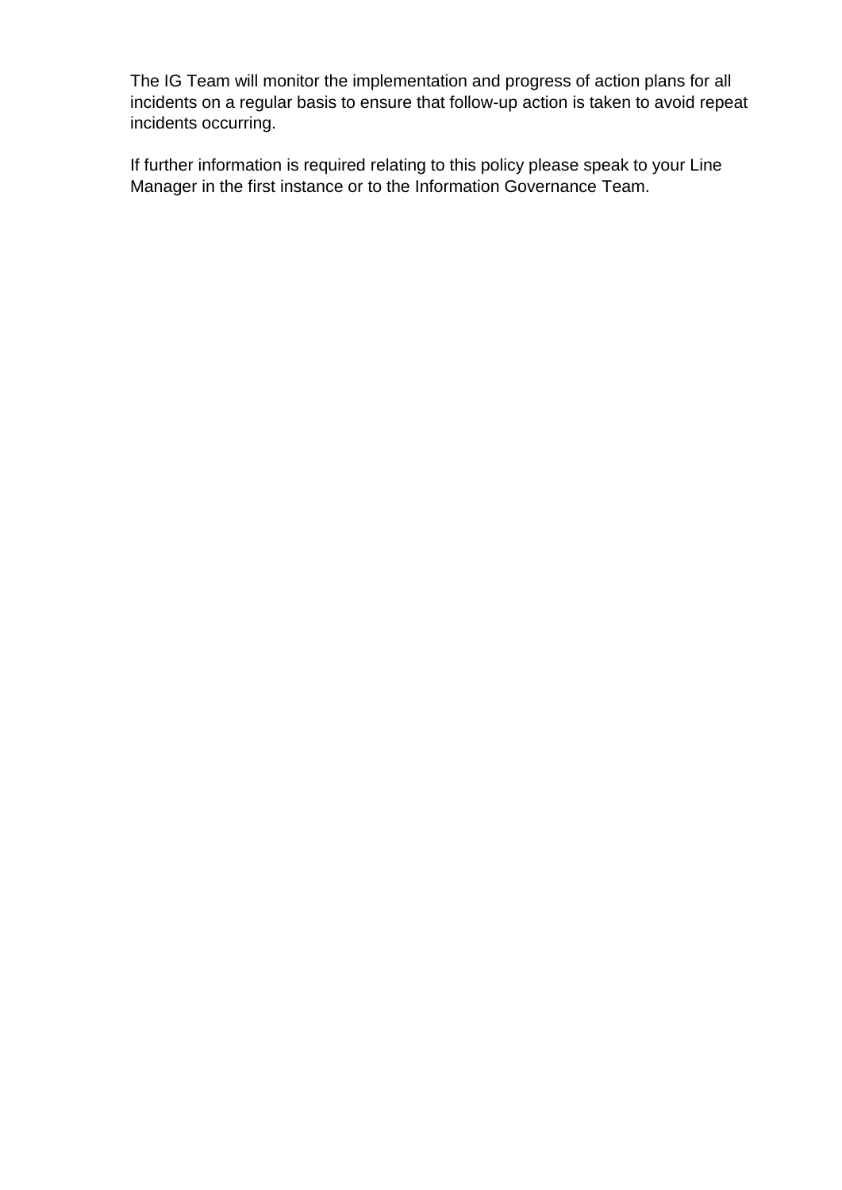The IG Team will monitor the implementation and progress of action plans for all incidents on a regular basis to ensure that follow-up action is taken to avoid repeat incidents occurring.

If further information is required relating to this policy please speak to your Line Manager in the first instance or to the Information Governance Team.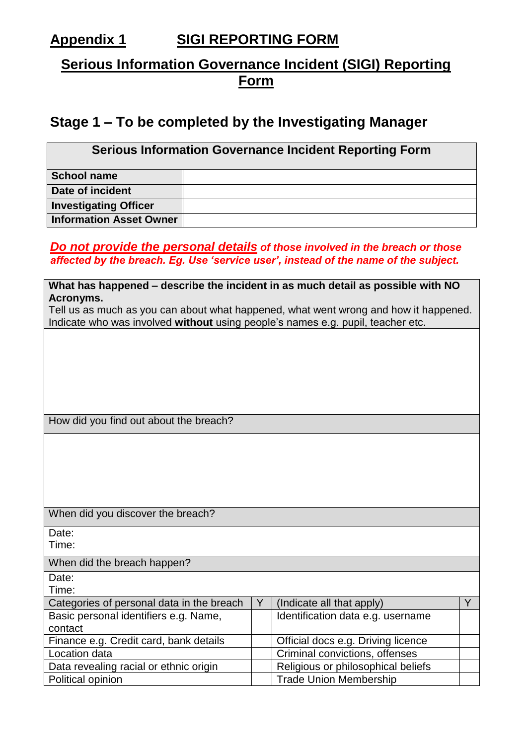## Appendix 1 SIGI REPORTING FORM

## Serious Information Governance Incident (SIGI) Reporting Form

### Stage 1 – To be completed by the Investigating Manager

| Serious Information Governance Incident Reporting Form | |
|---|---|
| **School name** | |
| **Date of incident** | |
| **Investigating Officer** | |
| **Information Asset Owner** | |

***Do not provide the personal details* of those involved in the breach or those affected by the breach. Eg. Use 'service user', instead of the name of the subject.**

| |
|---|
| **What has happened – describe the incident in as much detail as possible with NO Acronyms.**<br>Tell us as much as you can about what happened, what went wrong and how it happened. Indicate who was involved **without** using people's names e.g. pupil, teacher etc. |
| |
| How did you find out about the breach? |
| |
| When did you discover the breach? |
| Date:<br>Time: |
| When did the breach happen? |
| Date:<br>Time: |

| Categories of personal data in the breach | Y | (Indicate all that apply) | Y |
|---|---|---|---|
| Basic personal identifiers e.g. Name, contact | | Identification data e.g. username | |
| Finance e.g. Credit card, bank details | | Official docs e.g. Driving licence | |
| Location data | | Criminal convictions, offenses | |
| Data revealing racial or ethnic origin | | Religious or philosophical beliefs | |
| Political opinion | | Trade Union Membership | |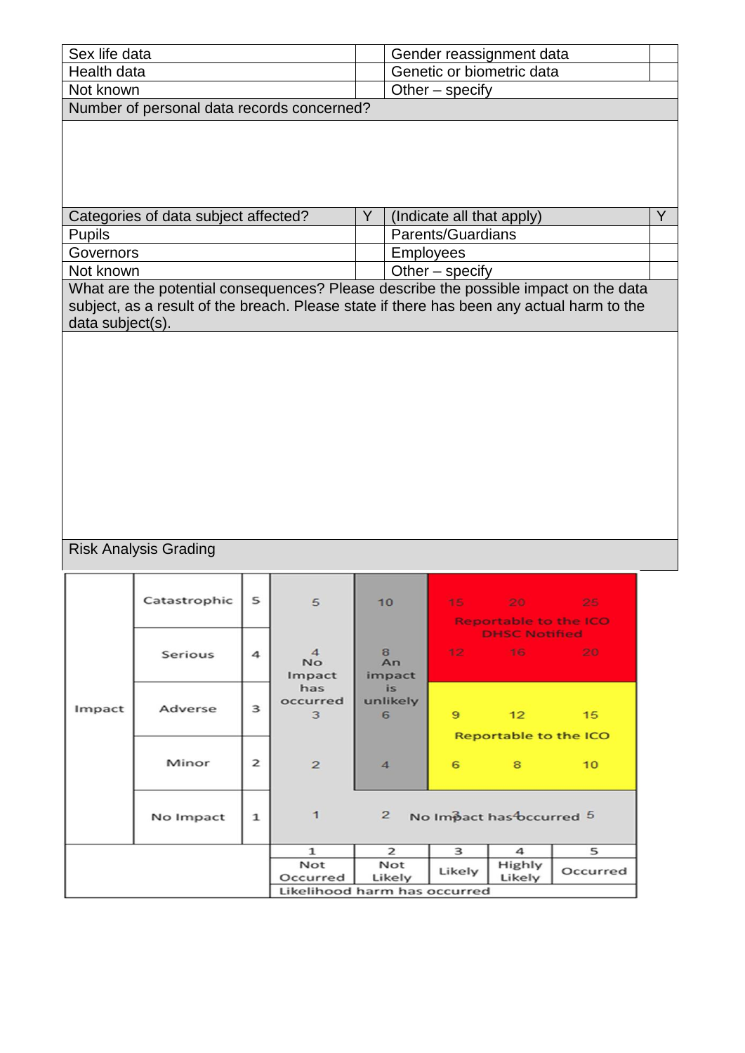| Sex life data | | Gender reassignment data | |
|---|---|---|---|
| Health data | | Genetic or biometric data | |
| Not known | | Other – specify | |
| Number of personal data records concerned? | | | |
| | | | |
| Categories of data subject affected? | Y | (Indicate all that apply) | Y |
| Pupils | | Parents/Guardians | |
| Governors | | Employees | |
| Not known | | Other – specify | |

| What are the potential consequences? Please describe the possible impact on the data subject, as a result of the breach. Please state if there has been any actual harm to the data subject(s). |
|---|
| |

Risk Analysis Grading

| | | | | | | | |
|---|---|---|---|---|---|---|---|
| Impact | Catastrophic | 5 | 5 | 10 | 15 | 20 Reportable to the ICO DHSC Notified | 25 |
| | Serious | 4 | 4 No Impact has occurred | 8 An impact is unlikely | 12 | 16 | 20 |
| | Adverse | 3 | 3 | 6 | 9 | 12 Reportable to the ICO | 15 |
| | Minor | 2 | 2 | 4 | 6 | 8 | 10 |
| | No Impact | 1 | 1 | 2 No Impact has occurred | 3 | 4 | 5 |
| | | | 1 Not Occurred | 2 Not Likely | 3 Likely | 4 Highly Likely | 5 Occurred |
| | | | Likelihood harm has occurred | | | | |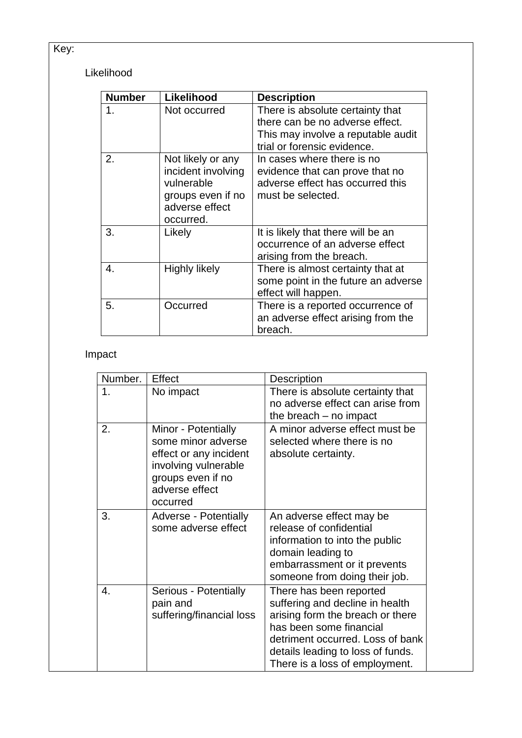Key:

Likelihood

| Number | Likelihood | Description |
| --- | --- | --- |
| 1. | Not occurred | There is absolute certainty that there can be no adverse effect. This may involve a reputable audit trial or forensic evidence. |
| 2. | Not likely or any incident involving vulnerable groups even if no adverse effect occurred. | In cases where there is no evidence that can prove that no adverse effect has occurred this must be selected. |
| 3. | Likely | It is likely that there will be an occurrence of an adverse effect arising from the breach. |
| 4. | Highly likely | There is almost certainty that at some point in the future an adverse effect will happen. |
| 5. | Occurred | There is a reported occurrence of an adverse effect arising from the breach. |

Impact

| Number. | Effect | Description |
| --- | --- | --- |
| 1. | No impact | There is absolute certainty that no adverse effect can arise from the breach – no impact |
| 2. | Minor - Potentially some minor adverse effect or any incident involving vulnerable groups even if no adverse effect occurred | A minor adverse effect must be selected where there is no absolute certainty. |
| 3. | Adverse - Potentially some adverse effect | An adverse effect may be release of confidential information to into the public domain leading to embarrassment or it prevents someone from doing their job. |
| 4. | Serious - Potentially pain and suffering/financial loss | There has been reported suffering and decline in health arising form the breach or there has been some financial detriment occurred. Loss of bank details leading to loss of funds. There is a loss of employment. |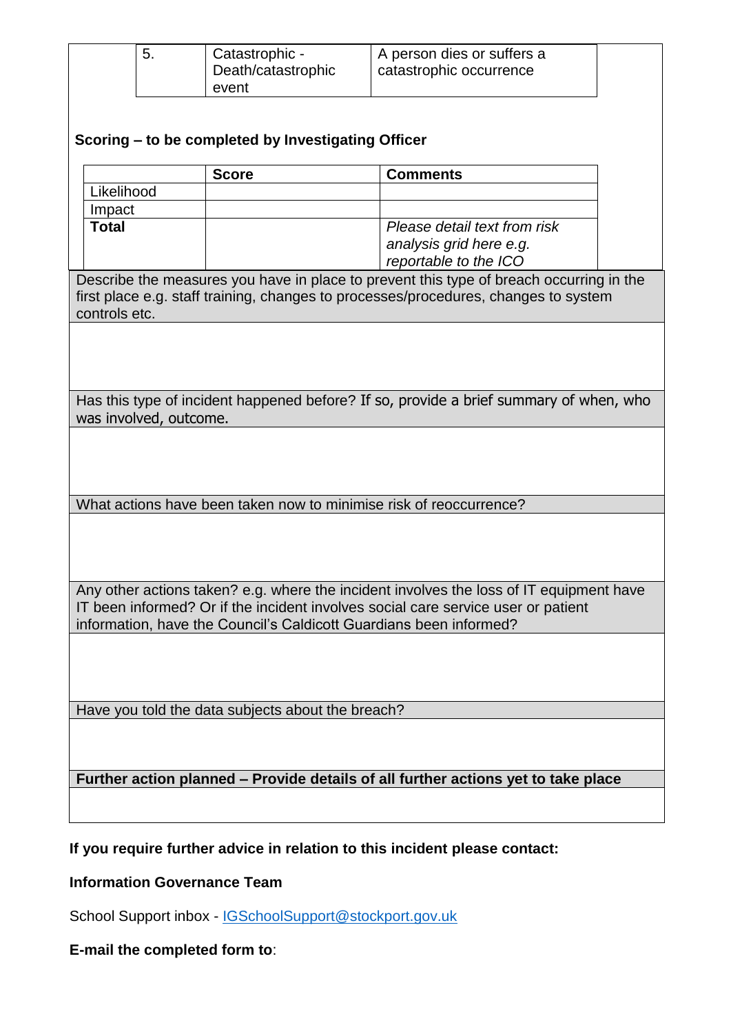| | | | |
|---|---|---|---|
| 5. | Catastrophic - Death/catastrophic event | A person dies or suffers a catastrophic occurrence | |

**Scoring – to be completed by Investigating Officer**

| | Score | Comments |
|---|---|---|
| Likelihood | | |
| Impact | | |
| **Total** | | *Please detail text from risk analysis grid here e.g. reportable to the ICO* |

| |
|---|
| Describe the measures you have in place to prevent this type of breach occurring in the first place e.g. staff training, changes to processes/procedures, changes to system controls etc. |
| |
| Has this type of incident happened before? If so, provide a brief summary of when, who was involved, outcome. |
| |
| What actions have been taken now to minimise risk of reoccurrence? |
| |
| Any other actions taken? e.g. where the incident involves the loss of IT equipment have IT been informed? Or if the incident involves social care service user or patient information, have the Council's Caldicott Guardians been informed? |
| |
| Have you told the data subjects about the breach? |
| |
| **Further action planned – Provide details of all further actions yet to take place** |
| |

**If you require further advice in relation to this incident please contact:**

**Information Governance Team**

School Support inbox - IGSchoolSupport@stockport.gov.uk

**E-mail the completed form to**: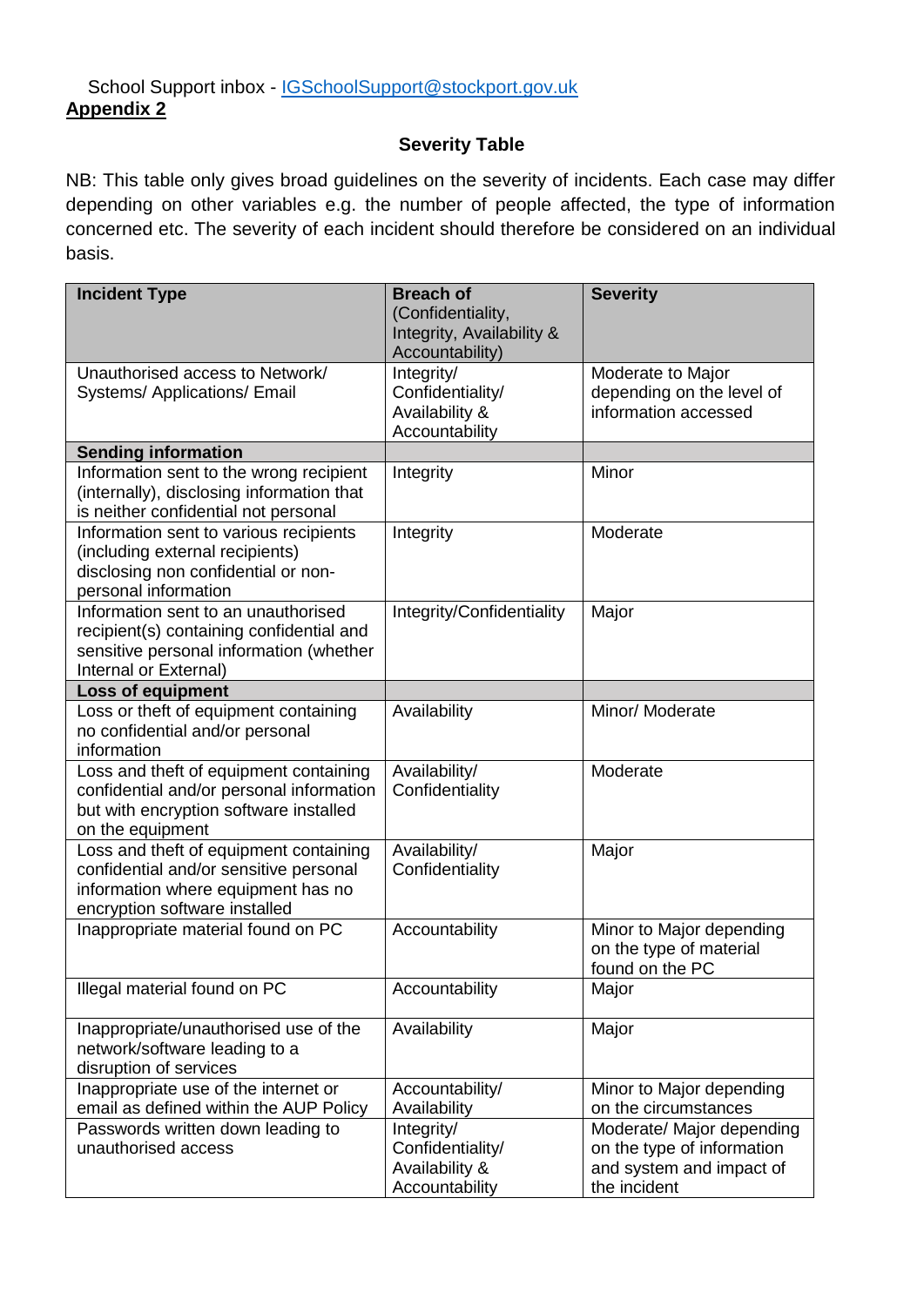School Support inbox - IGSchoolSupport@stockport.gov.uk

**Appendix 2**

## Severity Table

NB: This table only gives broad guidelines on the severity of incidents. Each case may differ depending on other variables e.g. the number of people affected, the type of information concerned etc. The severity of each incident should therefore be considered on an individual basis.

| **Incident Type** | **Breach of** (Confidentiality, Integrity, Availability & Accountability) | **Severity** |
|---|---|---|
| Unauthorised access to Network/ Systems/ Applications/ Email | Integrity/ Confidentiality/ Availability & Accountability | Moderate to Major depending on the level of information accessed |
| **Sending information** | | |
| Information sent to the wrong recipient (internally), disclosing information that is neither confidential not personal | Integrity | Minor |
| Information sent to various recipients (including external recipients) disclosing non confidential or non-personal information | Integrity | Moderate |
| Information sent to an unauthorised recipient(s) containing confidential and sensitive personal information (whether Internal or External) | Integrity/Confidentiality | Major |
| **Loss of equipment** | | |
| Loss or theft of equipment containing no confidential and/or personal information | Availability | Minor/ Moderate |
| Loss and theft of equipment containing confidential and/or personal information but with encryption software installed on the equipment | Availability/ Confidentiality | Moderate |
| Loss and theft of equipment containing confidential and/or sensitive personal information where equipment has no encryption software installed | Availability/ Confidentiality | Major |
| Inappropriate material found on PC | Accountability | Minor to Major depending on the type of material found on the PC |
| Illegal material found on PC | Accountability | Major |
| Inappropriate/unauthorised use of the network/software leading to a disruption of services | Availability | Major |
| Inappropriate use of the internet or email as defined within the AUP Policy | Accountability/ Availability | Minor to Major depending on the circumstances |
| Passwords written down leading to unauthorised access | Integrity/ Confidentiality/ Availability & Accountability | Moderate/ Major depending on the type of information and system and impact of the incident |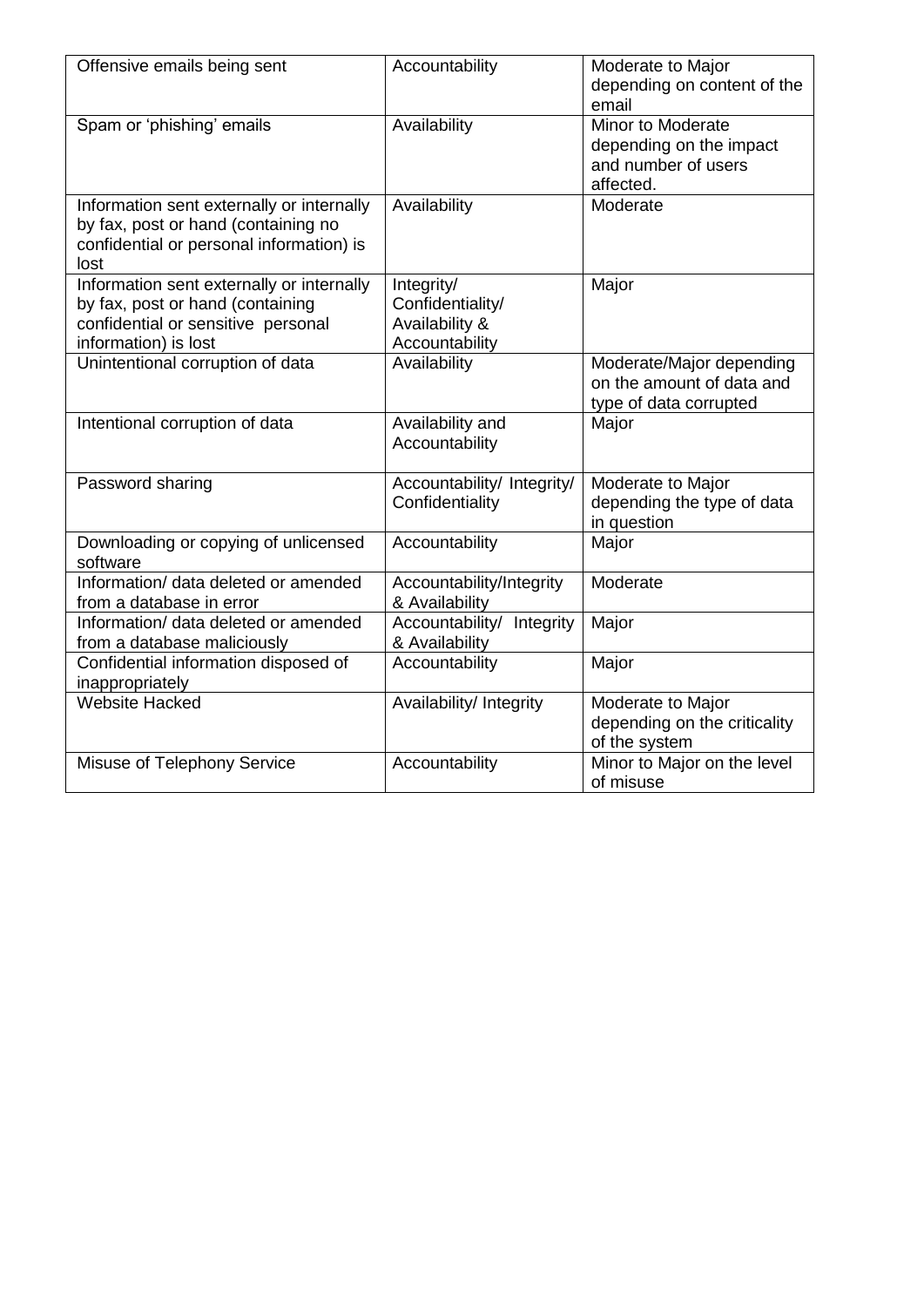| Offensive emails being sent | Accountability | Moderate to Major depending on content of the email |
|---|---|---|
| Spam or 'phishing' emails | Availability | Minor to Moderate depending on the impact and number of users affected. |
| Information sent externally or internally by fax, post or hand (containing no confidential or personal information) is lost | Availability | Moderate |
| Information sent externally or internally by fax, post or hand (containing confidential or sensitive personal information) is lost | Integrity/ Confidentiality/ Availability & Accountability | Major |
| Unintentional corruption of data | Availability | Moderate/Major depending on the amount of data and type of data corrupted |
| Intentional corruption of data | Availability and Accountability | Major |
| Password sharing | Accountability/ Integrity/ Confidentiality | Moderate to Major depending the type of data in question |
| Downloading or copying of unlicensed software | Accountability | Major |
| Information/ data deleted or amended from a database in error | Accountability/Integrity & Availability | Moderate |
| Information/ data deleted or amended from a database maliciously | Accountability/ Integrity & Availability | Major |
| Confidential information disposed of inappropriately | Accountability | Major |
| Website Hacked | Availability/ Integrity | Moderate to Major depending on the criticality of the system |
| Misuse of Telephony Service | Accountability | Minor to Major on the level of misuse |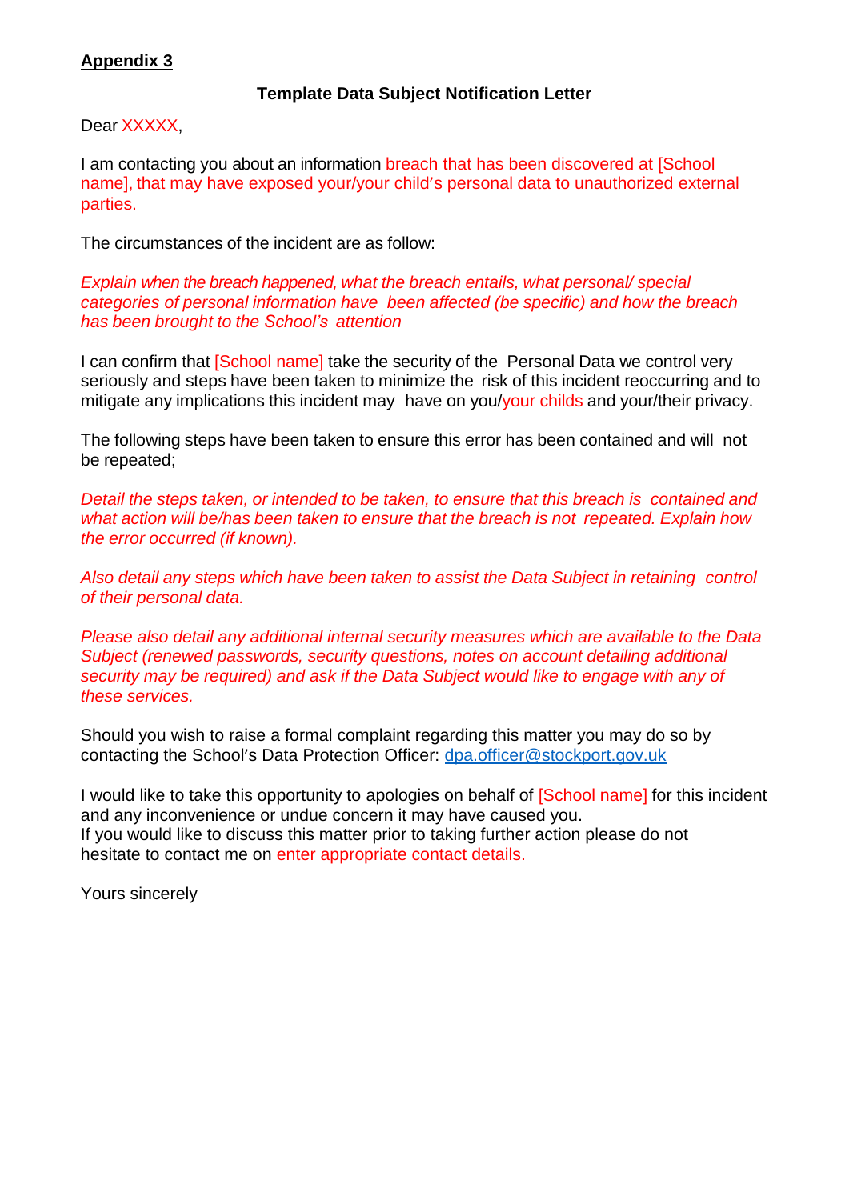**Appendix 3**

**Template Data Subject Notification Letter**

Dear XXXXX,

I am contacting you about an information breach that has been discovered at [School name], that may have exposed your/your child's personal data to unauthorized external parties.

The circumstances of the incident are as follow:

*Explain when the breach happened, what the breach entails, what personal/ special categories of personal information have been affected (be specific) and how the breach has been brought to the School's attention*

I can confirm that [School name] take the security of the Personal Data we control very seriously and steps have been taken to minimize the risk of this incident reoccurring and to mitigate any implications this incident may have on you/your childs and your/their privacy.

The following steps have been taken to ensure this error has been contained and will not be repeated;

*Detail the steps taken, or intended to be taken, to ensure that this breach is contained and what action will be/has been taken to ensure that the breach is not repeated. Explain how the error occurred (if known).*

*Also detail any steps which have been taken to assist the Data Subject in retaining control of their personal data.*

*Please also detail any additional internal security measures which are available to the Data Subject (renewed passwords, security questions, notes on account detailing additional security may be required) and ask if the Data Subject would like to engage with any of these services.*

Should you wish to raise a formal complaint regarding this matter you may do so by contacting the School's Data Protection Officer: dpa.officer@stockport.gov.uk

I would like to take this opportunity to apologies on behalf of [School name] for this incident and any inconvenience or undue concern it may have caused you.
If you would like to discuss this matter prior to taking further action please do not hesitate to contact me on enter appropriate contact details.

Yours sincerely